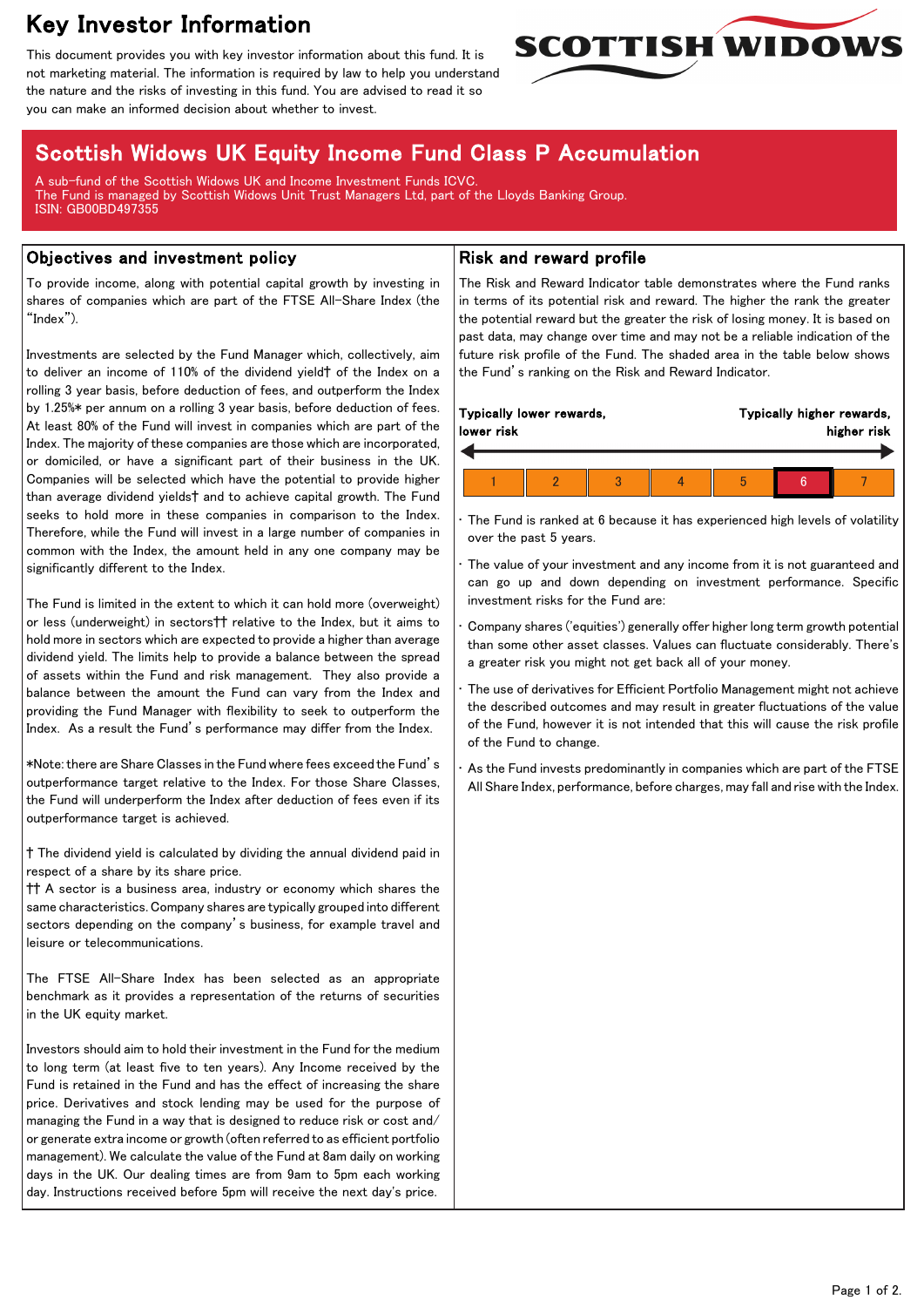# Key Investor Information

This document provides you with key investor information about this fund. It is not marketing material. The information is required by law to help you understand the nature and the risks of investing in this fund. You are advised to read it so you can make an informed decision about whether to invest.

SCOTTISH WIDOWS

## Scottish Widows UK Equity Income Fund Class P Accumulation

A sub-fund of the Scottish Widows UK and Income Investment Funds ICVC.
The Fund is managed by Scottish Widows Unit Trust Managers Ltd, part of the Lloyds Banking Group.
ISIN: GB00BD497355

### Objectives and investment policy

To provide income, along with potential capital growth by investing in shares of companies which are part of the FTSE All-Share Index (the "Index").

Investments are selected by the Fund Manager which, collectively, aim to deliver an income of 110% of the dividend yield† of the Index on a rolling 3 year basis, before deduction of fees, and outperform the Index by 1.25%* per annum on a rolling 3 year basis, before deduction of fees. At least 80% of the Fund will invest in companies which are part of the Index. The majority of these companies are those which are incorporated, or domiciled, or have a significant part of their business in the UK. Companies will be selected which have the potential to provide higher than average dividend yields† and to achieve capital growth. The Fund seeks to hold more in these companies in comparison to the Index. Therefore, while the Fund will invest in a large number of companies in common with the Index, the amount held in any one company may be significantly different to the Index.

The Fund is limited in the extent to which it can hold more (overweight) or less (underweight) in sectors†† relative to the Index, but it aims to hold more in sectors which are expected to provide a higher than average dividend yield. The limits help to provide a balance between the spread of assets within the Fund and risk management. They also provide a balance between the amount the Fund can vary from the Index and providing the Fund Manager with flexibility to seek to outperform the Index. As a result the Fund's performance may differ from the Index.

*Note: there are Share Classes in the Fund where fees exceed the Fund's outperformance target relative to the Index. For those Share Classes, the Fund will underperform the Index after deduction of fees even if its outperformance target is achieved.

† The dividend yield is calculated by dividing the annual dividend paid in respect of a share by its share price.
†† A sector is a business area, industry or economy which shares the same characteristics. Company shares are typically grouped into different sectors depending on the company's business, for example travel and leisure or telecommunications.

The FTSE All-Share Index has been selected as an appropriate benchmark as it provides a representation of the returns of securities in the UK equity market.

Investors should aim to hold their investment in the Fund for the medium to long term (at least five to ten years). Any Income received by the Fund is retained in the Fund and has the effect of increasing the share price. Derivatives and stock lending may be used for the purpose of managing the Fund in a way that is designed to reduce risk or cost and/or generate extra income or growth (often referred to as efficient portfolio management). We calculate the value of the Fund at 8am daily on working days in the UK. Our dealing times are from 9am to 5pm each working day. Instructions received before 5pm will receive the next day's price.

### Risk and reward profile

The Risk and Reward Indicator table demonstrates where the Fund ranks in terms of its potential risk and reward. The higher the rank the greater the potential reward but the greater the risk of losing money. It is based on past data, may change over time and may not be a reliable indication of the future risk profile of the Fund. The shaded area in the table below shows the Fund's ranking on the Risk and Reward Indicator.

**Typically lower rewards, lower risk** ← → **Typically higher rewards, higher risk**

| 1 | 2 | 3 | 4 | 5 | **6** | 7 |
|---|---|---|---|---|---|---|

- The Fund is ranked at 6 because it has experienced high levels of volatility over the past 5 years.
- The value of your investment and any income from it is not guaranteed and can go up and down depending on investment performance. Specific investment risks for the Fund are:
- Company shares ('equities') generally offer higher long term growth potential than some other asset classes. Values can fluctuate considerably. There's a greater risk you might not get back all of your money.
- The use of derivatives for Efficient Portfolio Management might not achieve the described outcomes and may result in greater fluctuations of the value of the Fund, however it is not intended that this will cause the risk profile of the Fund to change.
- As the Fund invests predominantly in companies which are part of the FTSE All Share Index, performance, before charges, may fall and rise with the Index.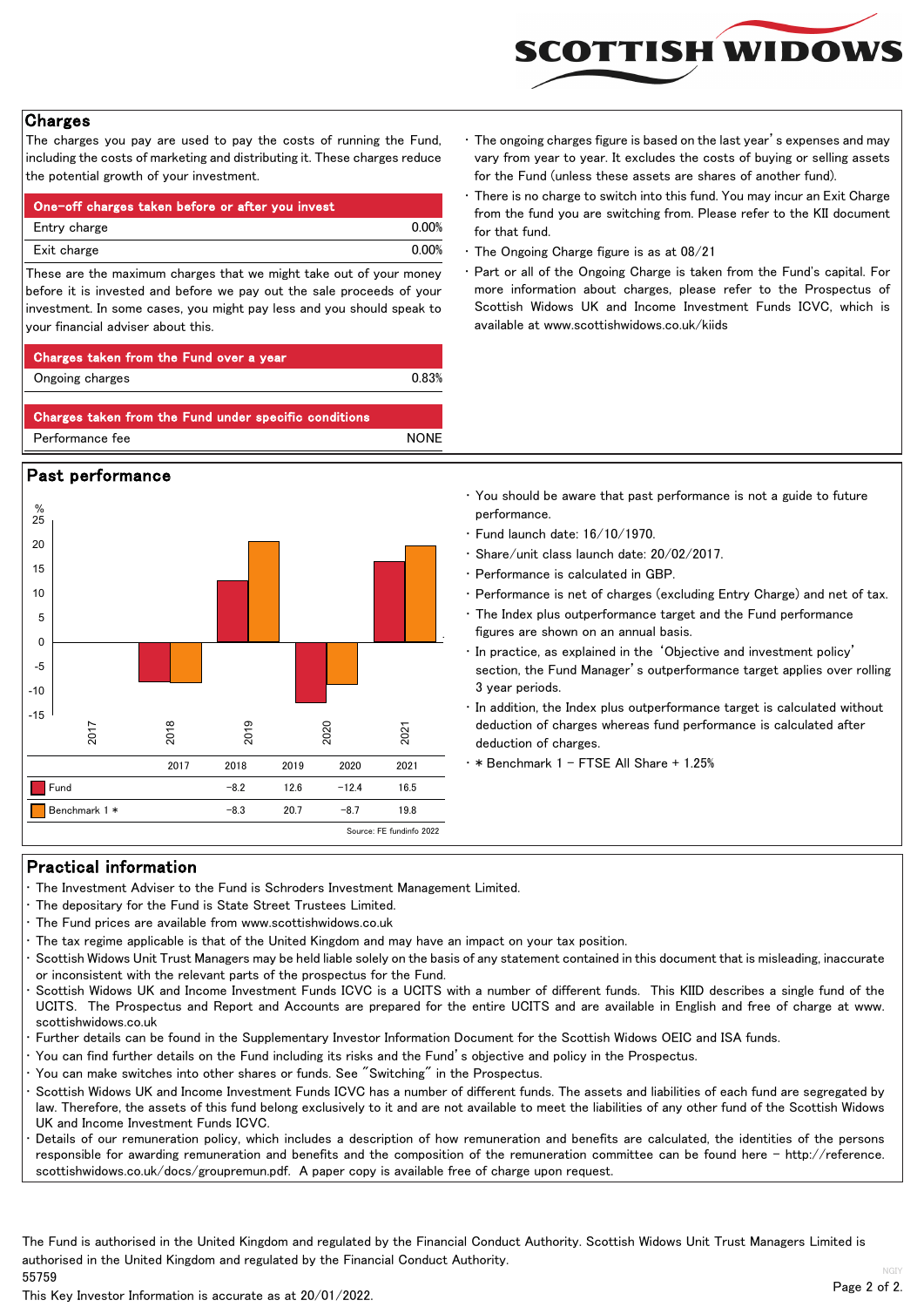## Charges

The charges you pay are used to pay the costs of running the Fund, including the costs of marketing and distributing it. These charges reduce the potential growth of your investment.

| One-off charges taken before or after you invest | |
|---|---|
| Entry charge | 0.00% |
| Exit charge | 0.00% |

These are the maximum charges that we might take out of your money before it is invested and before we pay out the sale proceeds of your investment. In some cases, you might pay less and you should speak to your financial adviser about this.

| Charges taken from the Fund over a year | |
|---|---|
| Ongoing charges | 0.83% |

| Charges taken from the Fund under specific conditions | |
|---|---|
| Performance fee | NONE |

- The ongoing charges figure is based on the last year's expenses and may vary from year to year. It excludes the costs of buying or selling assets for the Fund (unless these assets are shares of another fund).
- There is no charge to switch into this fund. You may incur an Exit Charge from the fund you are switching from. Please refer to the KII document for that fund.
- The Ongoing Charge figure is as at 08/21
- Part or all of the Ongoing Charge is taken from the Fund's capital. For more information about charges, please refer to the Prospectus of Scottish Widows UK and Income Investment Funds ICVC, which is available at www.scottishwidows.co.uk/kiids

## Past performance

%
25
20
15
10
5
0
-5
-10
-15
2017
2018
2019
2020
2021

| | 2017 | 2018 | 2019 | 2020 | 2021 |
|---|---|---|---|---|---|
| Fund | | −8.2 | 12.6 | −12.4 | 16.5 |
| Benchmark 1 * | | −8.3 | 20.7 | −8.7 | 19.8 |

Source: FE fundinfo 2022

- You should be aware that past performance is not a guide to future performance.
- Fund launch date: 16/10/1970.
- Share/unit class launch date: 20/02/2017.
- Performance is calculated in GBP.
- Performance is net of charges (excluding Entry Charge) and net of tax.
- The Index plus outperformance target and the Fund performance figures are shown on an annual basis.
- In practice, as explained in the 'Objective and investment policy' section, the Fund Manager's outperformance target applies over rolling 3 year periods.
- In addition, the Index plus outperformance target is calculated without deduction of charges whereas fund performance is calculated after deduction of charges.
- * Benchmark 1 - FTSE All Share + 1.25%

## Practical information

- The Investment Adviser to the Fund is Schroders Investment Management Limited.
- The depositary for the Fund is State Street Trustees Limited.
- The Fund prices are available from www.scottishwidows.co.uk
- The tax regime applicable is that of the United Kingdom and may have an impact on your tax position.
- Scottish Widows Unit Trust Managers may be held liable solely on the basis of any statement contained in this document that is misleading, inaccurate or inconsistent with the relevant parts of the prospectus for the Fund.
- Scottish Widows UK and Income Investment Funds ICVC is a UCITS with a number of different funds. This KIID describes a single fund of the UCITS. The Prospectus and Report and Accounts are prepared for the entire UCITS and are available in English and free of charge at www.scottishwidows.co.uk
- Further details can be found in the Supplementary Investor Information Document for the Scottish Widows OEIC and ISA funds.
- You can find further details on the Fund including its risks and the Fund's objective and policy in the Prospectus.
- You can make switches into other shares or funds. See "Switching" in the Prospectus.
- Scottish Widows UK and Income Investment Funds ICVC has a number of different funds. The assets and liabilities of each fund are segregated by law. Therefore, the assets of this fund belong exclusively to it and are not available to meet the liabilities of any other fund of the Scottish Widows UK and Income Investment Funds ICVC.
- Details of our remuneration policy, which includes a description of how remuneration and benefits are calculated, the identities of the persons responsible for awarding remuneration and benefits and the composition of the remuneration committee can be found here - http://reference.scottishwidows.co.uk/docs/groupremun.pdf. A paper copy is available free of charge upon request.

The Fund is authorised in the United Kingdom and regulated by the Financial Conduct Authority. Scottish Widows Unit Trust Managers Limited is authorised in the United Kingdom and regulated by the Financial Conduct Authority.
55759
This Key Investor Information is accurate as at 20/01/2022.